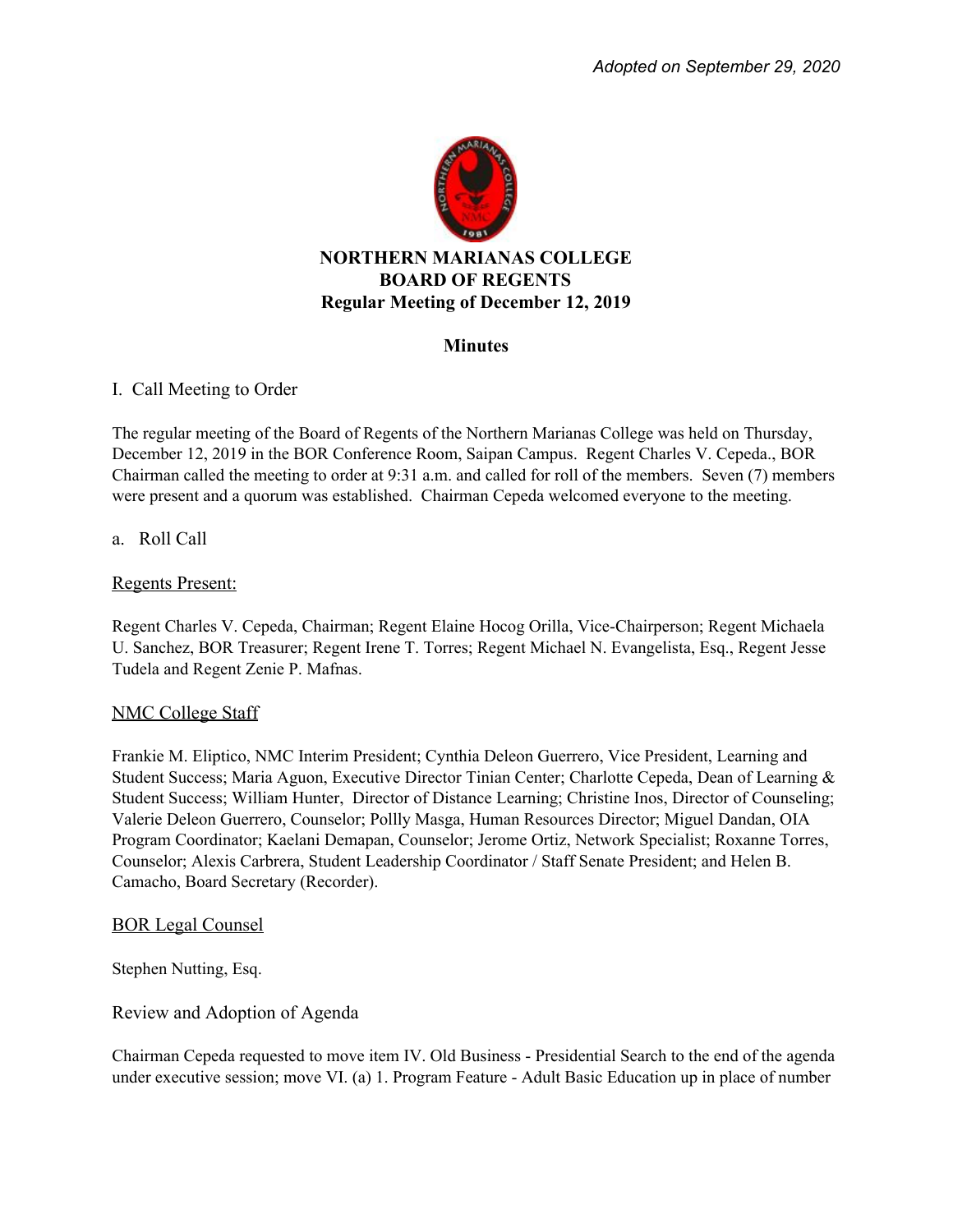*Adopted on September 29, 2020*

**NORTHERN MARIANAS COLLEGE**
**BOARD OF REGENTS**
**Regular Meeting of December 12, 2019**

**Minutes**

I. Call Meeting to Order

The regular meeting of the Board of Regents of the Northern Marianas College was held on Thursday, December 12, 2019 in the BOR Conference Room, Saipan Campus. Regent Charles V. Cepeda., BOR Chairman called the meeting to order at 9:31 a.m. and called for roll of the members. Seven (7) members were present and a quorum was established. Chairman Cepeda welcomed everyone to the meeting.

a. Roll Call

<u>Regents Present:</u>

Regent Charles V. Cepeda, Chairman; Regent Elaine Hocog Orilla, Vice-Chairperson; Regent Michaela U. Sanchez, BOR Treasurer; Regent Irene T. Torres; Regent Michael N. Evangelista, Esq., Regent Jesse Tudela and Regent Zenie P. Mafnas.

<u>NMC College Staff</u>

Frankie M. Eliptico, NMC Interim President; Cynthia Deleon Guerrero, Vice President, Learning and Student Success; Maria Aguon, Executive Director Tinian Center; Charlotte Cepeda, Dean of Learning & Student Success; William Hunter, Director of Distance Learning; Christine Inos, Director of Counseling; Valerie Deleon Guerrero, Counselor; Pollly Masga, Human Resources Director; Miguel Dandan, OIA Program Coordinator; Kaelani Demapan, Counselor; Jerome Ortiz, Network Specialist; Roxanne Torres, Counselor; Alexis Carbrera, Student Leadership Coordinator / Staff Senate President; and Helen B. Camacho, Board Secretary (Recorder).

<u>BOR Legal Counsel</u>

Stephen Nutting, Esq.

Review and Adoption of Agenda

Chairman Cepeda requested to move item IV. Old Business - Presidential Search to the end of the agenda under executive session; move VI. (a) 1. Program Feature - Adult Basic Education up in place of number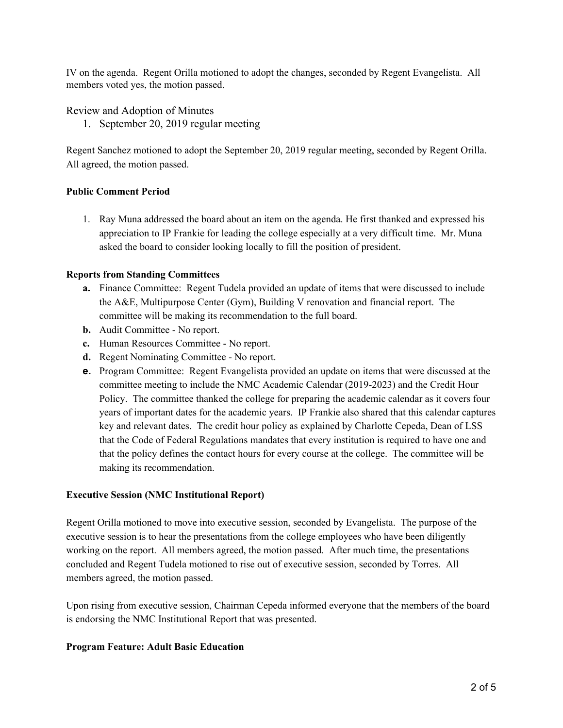IV on the agenda. Regent Orilla motioned to adopt the changes, seconded by Regent Evangelista. All members voted yes, the motion passed.

## Review and Adoption of Minutes

1. September 20, 2019 regular meeting

Regent Sanchez motioned to adopt the September 20, 2019 regular meeting, seconded by Regent Orilla. All agreed, the motion passed.

**Public Comment Period**

1. Ray Muna addressed the board about an item on the agenda. He first thanked and expressed his appreciation to IP Frankie for leading the college especially at a very difficult time. Mr. Muna asked the board to consider looking locally to fill the position of president.

**Reports from Standing Committees**

- **a.** Finance Committee: Regent Tudela provided an update of items that were discussed to include the A&E, Multipurpose Center (Gym), Building V renovation and financial report. The committee will be making its recommendation to the full board.
- **b.** Audit Committee - No report.
- **c.** Human Resources Committee - No report.
- **d.** Regent Nominating Committee - No report.
- **e.** Program Committee: Regent Evangelista provided an update on items that were discussed at the committee meeting to include the NMC Academic Calendar (2019-2023) and the Credit Hour Policy. The committee thanked the college for preparing the academic calendar as it covers four years of important dates for the academic years. IP Frankie also shared that this calendar captures key and relevant dates. The credit hour policy as explained by Charlotte Cepeda, Dean of LSS that the Code of Federal Regulations mandates that every institution is required to have one and that the policy defines the contact hours for every course at the college. The committee will be making its recommendation.

**Executive Session (NMC Institutional Report)**

Regent Orilla motioned to move into executive session, seconded by Evangelista. The purpose of the executive session is to hear the presentations from the college employees who have been diligently working on the report. All members agreed, the motion passed. After much time, the presentations concluded and Regent Tudela motioned to rise out of executive session, seconded by Torres. All members agreed, the motion passed.

Upon rising from executive session, Chairman Cepeda informed everyone that the members of the board is endorsing the NMC Institutional Report that was presented.

**Program Feature: Adult Basic Education**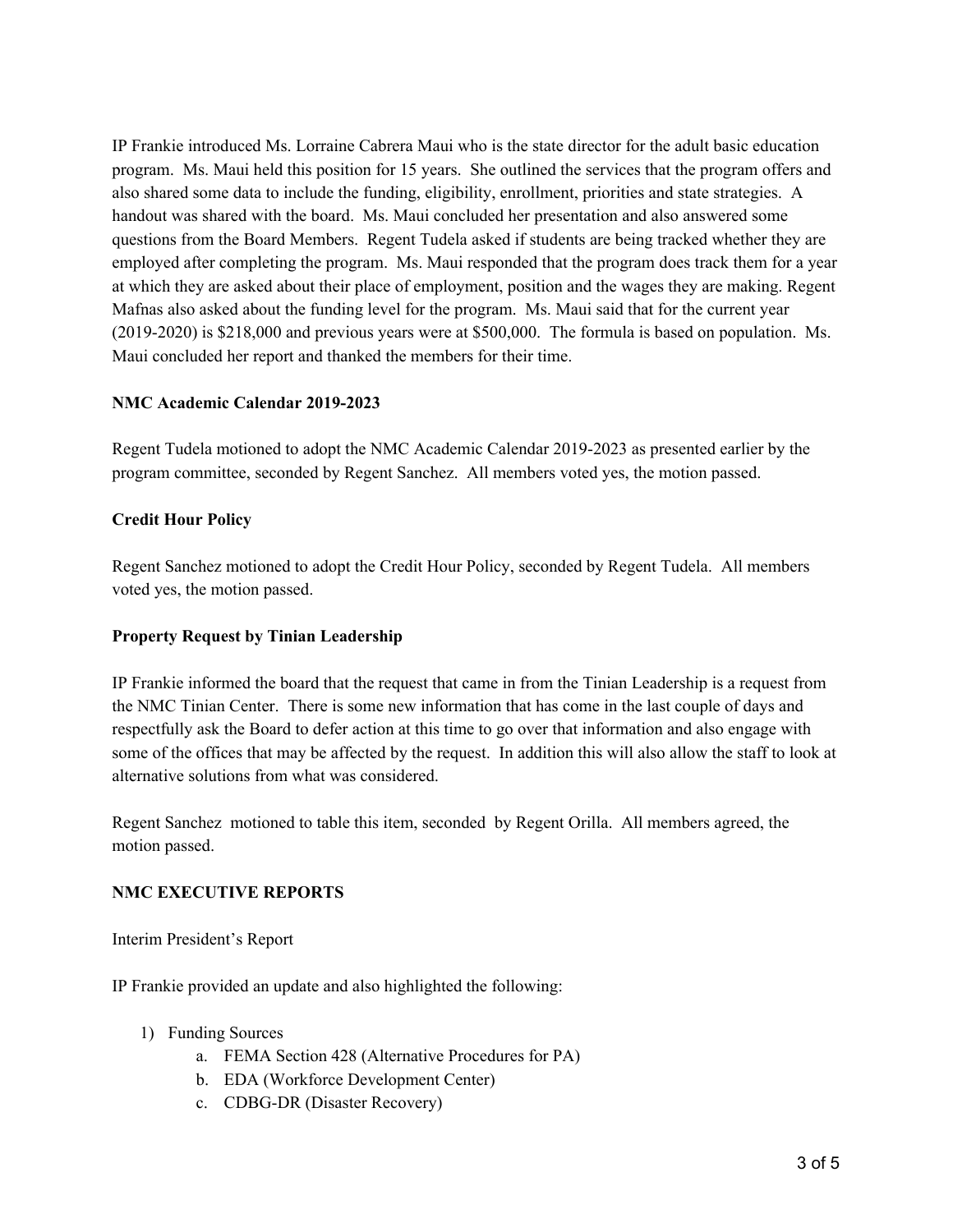IP Frankie introduced Ms. Lorraine Cabrera Maui who is the state director for the adult basic education program. Ms. Maui held this position for 15 years. She outlined the services that the program offers and also shared some data to include the funding, eligibility, enrollment, priorities and state strategies. A handout was shared with the board. Ms. Maui concluded her presentation and also answered some questions from the Board Members. Regent Tudela asked if students are being tracked whether they are employed after completing the program. Ms. Maui responded that the program does track them for a year at which they are asked about their place of employment, position and the wages they are making. Regent Mafnas also asked about the funding level for the program. Ms. Maui said that for the current year (2019-2020) is $218,000 and previous years were at $500,000. The formula is based on population. Ms. Maui concluded her report and thanked the members for their time.

**NMC Academic Calendar 2019-2023**

Regent Tudela motioned to adopt the NMC Academic Calendar 2019-2023 as presented earlier by the program committee, seconded by Regent Sanchez. All members voted yes, the motion passed.

**Credit Hour Policy**

Regent Sanchez motioned to adopt the Credit Hour Policy, seconded by Regent Tudela. All members voted yes, the motion passed.

**Property Request by Tinian Leadership**

IP Frankie informed the board that the request that came in from the Tinian Leadership is a request from the NMC Tinian Center. There is some new information that has come in the last couple of days and respectfully ask the Board to defer action at this time to go over that information and also engage with some of the offices that may be affected by the request. In addition this will also allow the staff to look at alternative solutions from what was considered.

Regent Sanchez motioned to table this item, seconded by Regent Orilla. All members agreed, the motion passed.

**NMC EXECUTIVE REPORTS**

Interim President's Report

IP Frankie provided an update and also highlighted the following:

1) Funding Sources
    a. FEMA Section 428 (Alternative Procedures for PA)
    b. EDA (Workforce Development Center)
    c. CDBG-DR (Disaster Recovery)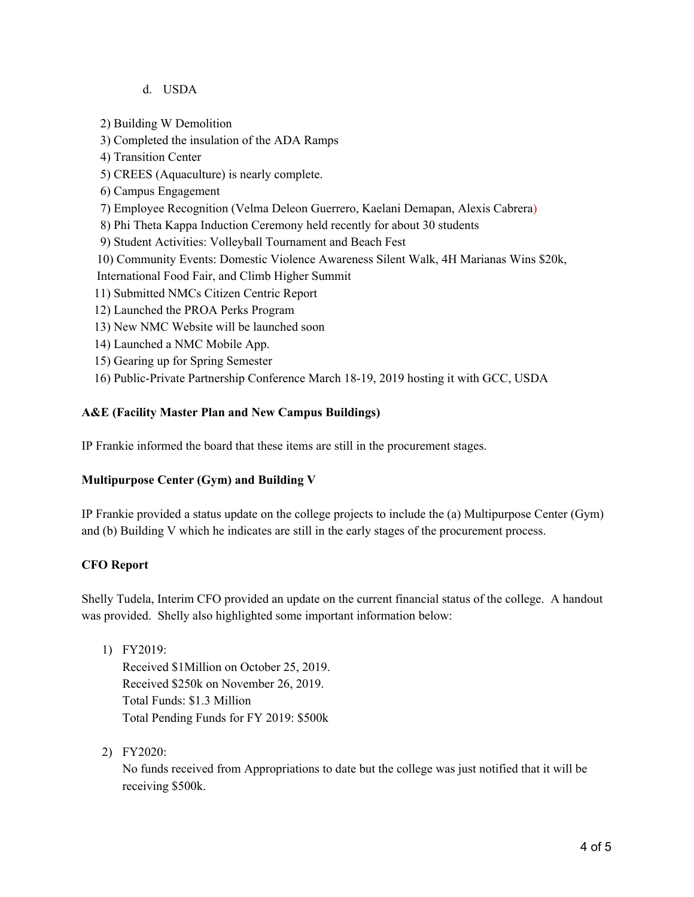d. USDA

2) Building W Demolition
3) Completed the insulation of the ADA Ramps
4) Transition Center
5) CREES (Aquaculture) is nearly complete.
6) Campus Engagement
7) Employee Recognition (Velma Deleon Guerrero, Kaelani Demapan, Alexis Cabrera)
8) Phi Theta Kappa Induction Ceremony held recently for about 30 students
9) Student Activities: Volleyball Tournament and Beach Fest
10) Community Events: Domestic Violence Awareness Silent Walk, 4H Marianas Wins $20k, International Food Fair, and Climb Higher Summit
11) Submitted NMCs Citizen Centric Report
12) Launched the PROA Perks Program
13) New NMC Website will be launched soon
14) Launched a NMC Mobile App.
15) Gearing up for Spring Semester
16) Public-Private Partnership Conference March 18-19, 2019 hosting it with GCC, USDA

**A&E (Facility Master Plan and New Campus Buildings)**

IP Frankie informed the board that these items are still in the procurement stages.

**Multipurpose Center (Gym) and Building V**

IP Frankie provided a status update on the college projects to include the (a) Multipurpose Center (Gym) and (b) Building V which he indicates are still in the early stages of the procurement process.

**CFO Report**

Shelly Tudela, Interim CFO provided an update on the current financial status of the college. A handout was provided. Shelly also highlighted some important information below:

1) FY2019:
   Received $1Million on October 25, 2019.
   Received $250k on November 26, 2019.
   Total Funds: $1.3 Million
   Total Pending Funds for FY 2019: $500k

2) FY2020:
   No funds received from Appropriations to date but the college was just notified that it will be receiving $500k.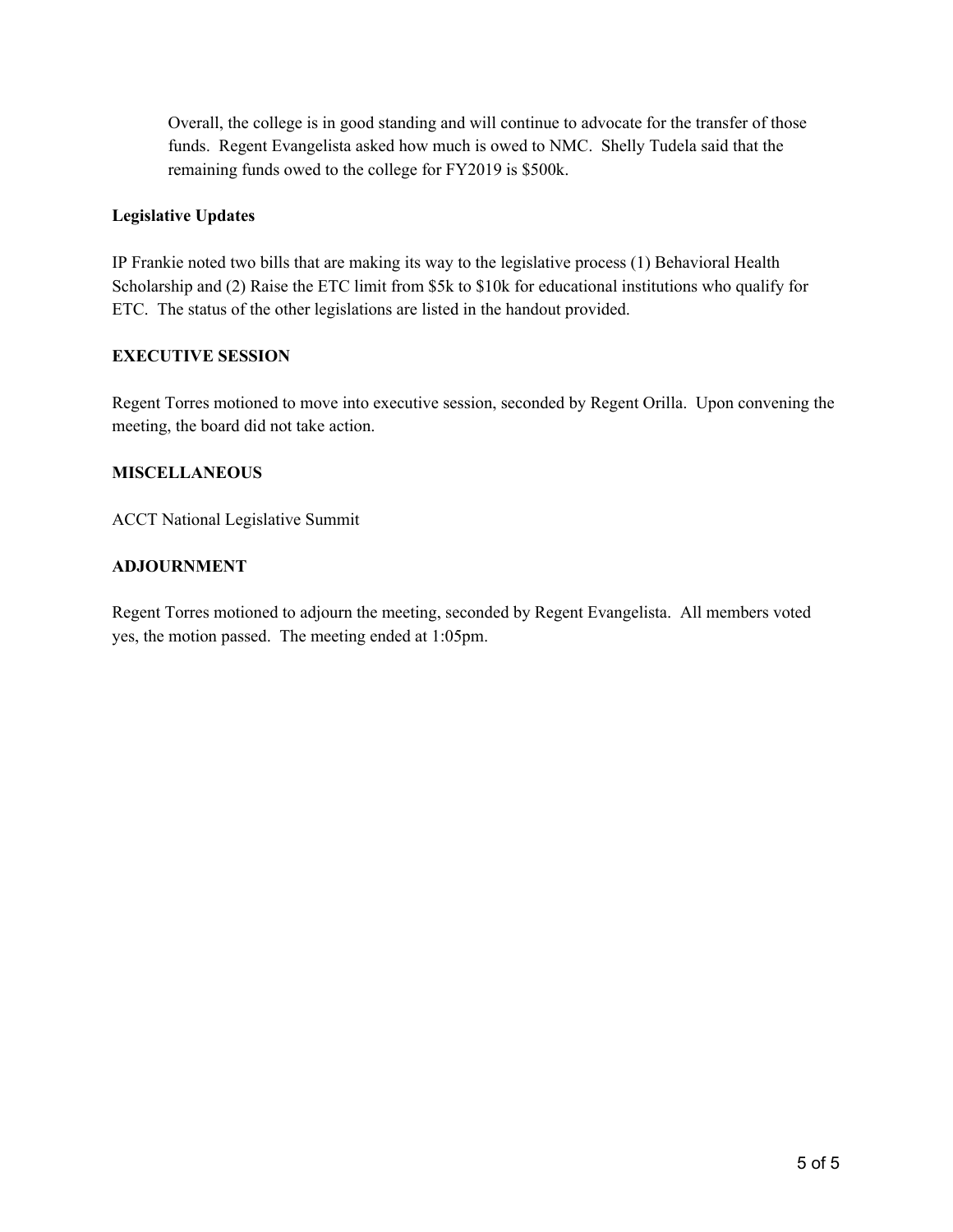Overall, the college is in good standing and will continue to advocate for the transfer of those funds. Regent Evangelista asked how much is owed to NMC. Shelly Tudela said that the remaining funds owed to the college for FY2019 is $500k.

**Legislative Updates**

IP Frankie noted two bills that are making its way to the legislative process (1) Behavioral Health Scholarship and (2) Raise the ETC limit from $5k to $10k for educational institutions who qualify for ETC. The status of the other legislations are listed in the handout provided.

**EXECUTIVE SESSION**

Regent Torres motioned to move into executive session, seconded by Regent Orilla. Upon convening the meeting, the board did not take action.

**MISCELLANEOUS**

ACCT National Legislative Summit

**ADJOURNMENT**

Regent Torres motioned to adjourn the meeting, seconded by Regent Evangelista. All members voted yes, the motion passed. The meeting ended at 1:05pm.